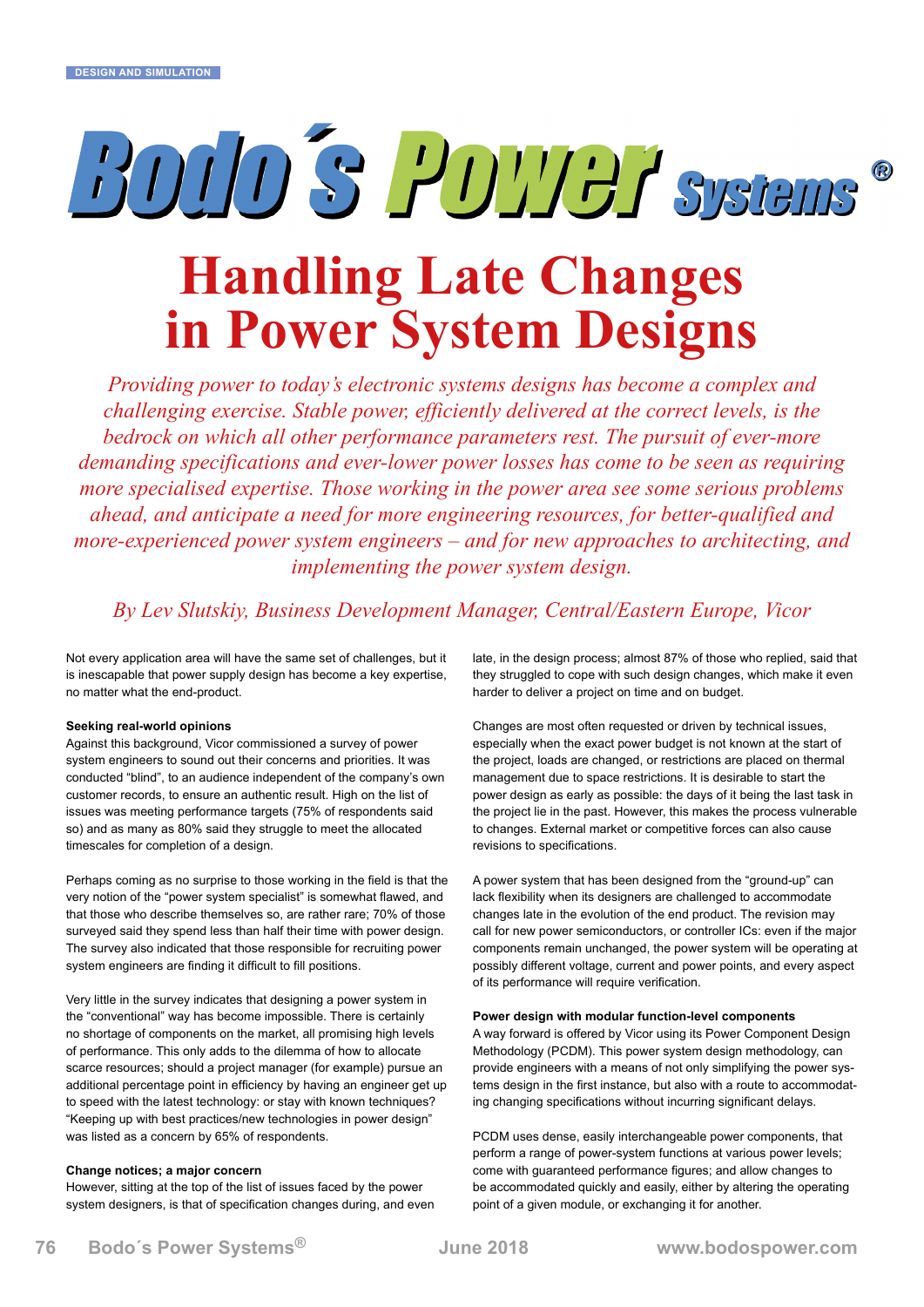DESIGN AND SIMULATION

# Handling Late Changes in Power System Designs

*Providing power to today's electronic systems designs has become a complex and challenging exercise. Stable power, efficiently delivered at the correct levels, is the bedrock on which all other performance parameters rest. The pursuit of ever-more demanding specifications and ever-lower power losses has come to be seen as requiring more specialised expertise. Those working in the power area see some serious problems ahead, and anticipate a need for more engineering resources, for better-qualified and more-experienced power system engineers – and for new approaches to architecting, and implementing the power system design.*

*By Lev Slutskiy, Business Development Manager, Central/Eastern Europe, Vicor*

Not every application area will have the same set of challenges, but it is inescapable that power supply design has become a key expertise, no matter what the end-product.

### Seeking real-world opinions

Against this background, Vicor commissioned a survey of power system engineers to sound out their concerns and priorities. It was conducted "blind", to an audience independent of the company's own customer records, to ensure an authentic result. High on the list of issues was meeting performance targets (75% of respondents said so) and as many as 80% said they struggle to meet the allocated timescales for completion of a design.

Perhaps coming as no surprise to those working in the field is that the very notion of the "power system specialist" is somewhat flawed, and that those who describe themselves so, are rather rare; 70% of those surveyed said they spend less than half their time with power design. The survey also indicated that those responsible for recruiting power system engineers are finding it difficult to fill positions.

Very little in the survey indicates that designing a power system in the "conventional" way has become impossible. There is certainly no shortage of components on the market, all promising high levels of performance. This only adds to the dilemma of how to allocate scarce resources; should a project manager (for example) pursue an additional percentage point in efficiency by having an engineer get up to speed with the latest technology: or stay with known techniques? "Keeping up with best practices/new technologies in power design" was listed as a concern by 65% of respondents.

### Change notices; a major concern

However, sitting at the top of the list of issues faced by the power system designers, is that of specification changes during, and even late, in the design process; almost 87% of those who replied, said that they struggled to cope with such design changes, which make it even harder to deliver a project on time and on budget.

Changes are most often requested or driven by technical issues, especially when the exact power budget is not known at the start of the project, loads are changed, or restrictions are placed on thermal management due to space restrictions. It is desirable to start the power design as early as possible: the days of it being the last task in the project lie in the past. However, this makes the process vulnerable to changes. External market or competitive forces can also cause revisions to specifications.

A power system that has been designed from the "ground-up" can lack flexibility when its designers are challenged to accommodate changes late in the evolution of the end product. The revision may call for new power semiconductors, or controller ICs: even if the major components remain unchanged, the power system will be operating at possibly different voltage, current and power points, and every aspect of its performance will require verification.

### Power design with modular function-level components

A way forward is offered by Vicor using its Power Component Design Methodology (PCDM). This power system design methodology, can provide engineers with a means of not only simplifying the power systems design in the first instance, but also with a route to accommodating changing specifications without incurring significant delays.

PCDM uses dense, easily interchangeable power components, that perform a range of power-system functions at various power levels; come with guaranteed performance figures; and allow changes to be accommodated quickly and easily, either by altering the operating point of a given module, or exchanging it for another.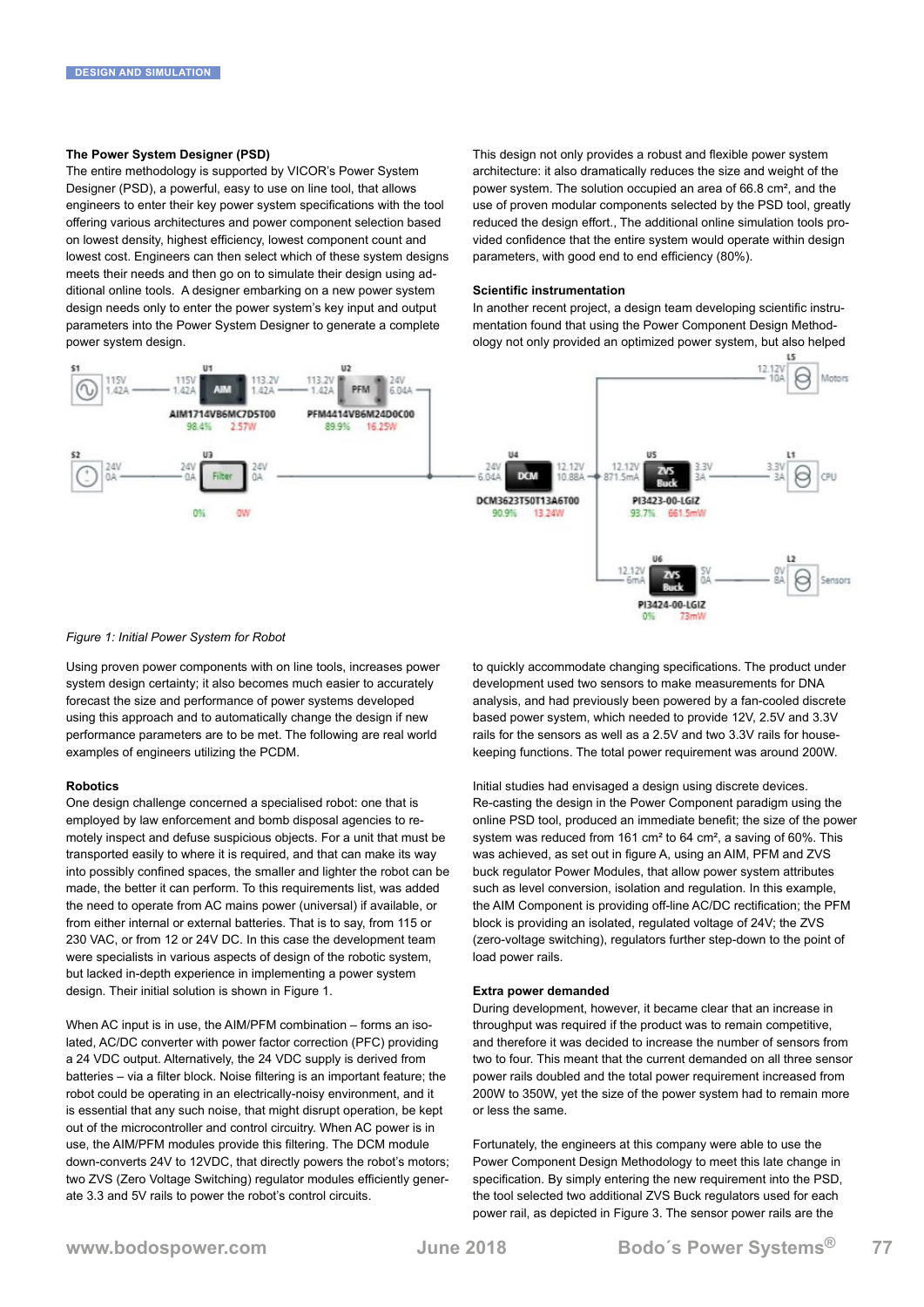### The Power System Designer (PSD)

The entire methodology is supported by VICOR's Power System Designer (PSD), a powerful, easy to use on line tool, that allows engineers to enter their key power system specifications with the tool offering various architectures and power component selection based on lowest density, highest efficiency, lowest component count and lowest cost. Engineers can then select which of these system designs meets their needs and then go on to simulate their design using additional online tools. A designer embarking on a new power system design needs only to enter the power system's key input and output parameters into the Power System Designer to generate a complete power system design.

*Figure 1: Initial Power System for Robot*

Using proven power components with on line tools, increases power system design certainty; it also becomes much easier to accurately forecast the size and performance of power systems developed using this approach and to automatically change the design if new performance parameters are to be met. The following are real world examples of engineers utilizing the PCDM.

### Robotics

One design challenge concerned a specialised robot: one that is employed by law enforcement and bomb disposal agencies to remotely inspect and defuse suspicious objects. For a unit that must be transported easily to where it is required, and that can make its way into possibly confined spaces, the smaller and lighter the robot can be made, the better it can perform. To this requirements list, was added the need to operate from AC mains power (universal) if available, or from either internal or external batteries. That is to say, from 115 or 230 VAC, or from 12 or 24V DC. In this case the development team were specialists in various aspects of design of the robotic system, but lacked in-depth experience in implementing a power system design. Their initial solution is shown in Figure 1.

When AC input is in use, the AIM/PFM combination – forms an isolated, AC/DC converter with power factor correction (PFC) providing a 24 VDC output. Alternatively, the 24 VDC supply is derived from batteries – via a filter block. Noise filtering is an important feature; the robot could be operating in an electrically-noisy environment, and it is essential that any such noise, that might disrupt operation, be kept out of the microcontroller and control circuitry. When AC power is in use, the AIM/PFM modules provide this filtering. The DCM module down-converts 24V to 12VDC, that directly powers the robot's motors; two ZVS (Zero Voltage Switching) regulator modules efficiently generate 3.3 and 5V rails to power the robot's control circuits.

This design not only provides a robust and flexible power system architecture: it also dramatically reduces the size and weight of the power system. The solution occupied an area of 66.8 cm², and the use of proven modular components selected by the PSD tool, greatly reduced the design effort., The additional online simulation tools provided confidence that the entire system would operate within design parameters, with good end to end efficiency (80%).

### Scientific instrumentation

In another recent project, a design team developing scientific instrumentation found that using the Power Component Design Methodology not only provided an optimized power system, but also helped to quickly accommodate changing specifications. The product under development used two sensors to make measurements for DNA analysis, and had previously been powered by a fan-cooled discrete based power system, which needed to provide 12V, 2.5V and 3.3V rails for the sensors as well as a 2.5V and two 3.3V rails for housekeeping functions. The total power requirement was around 200W.

Initial studies had envisaged a design using discrete devices. Re-casting the design in the Power Component paradigm using the online PSD tool, produced an immediate benefit; the size of the power system was reduced from 161 cm² to 64 cm², a saving of 60%. This was achieved, as set out in figure A, using an AIM, PFM and ZVS buck regulator Power Modules, that allow power system attributes such as level conversion, isolation and regulation. In this example, the AIM Component is providing off-line AC/DC rectification; the PFM block is providing an isolated, regulated voltage of 24V; the ZVS (zero-voltage switching), regulators further step-down to the point of load power rails.

### Extra power demanded

During development, however, it became clear that an increase in throughput was required if the product was to remain competitive, and therefore it was decided to increase the number of sensors from two to four. This meant that the current demanded on all three sensor power rails doubled and the total power requirement increased from 200W to 350W, yet the size of the power system had to remain more or less the same.

Fortunately, the engineers at this company were able to use the Power Component Design Methodology to meet this late change in specification. By simply entering the new requirement into the PSD, the tool selected two additional ZVS Buck regulators used for each power rail, as depicted in Figure 3. The sensor power rails are the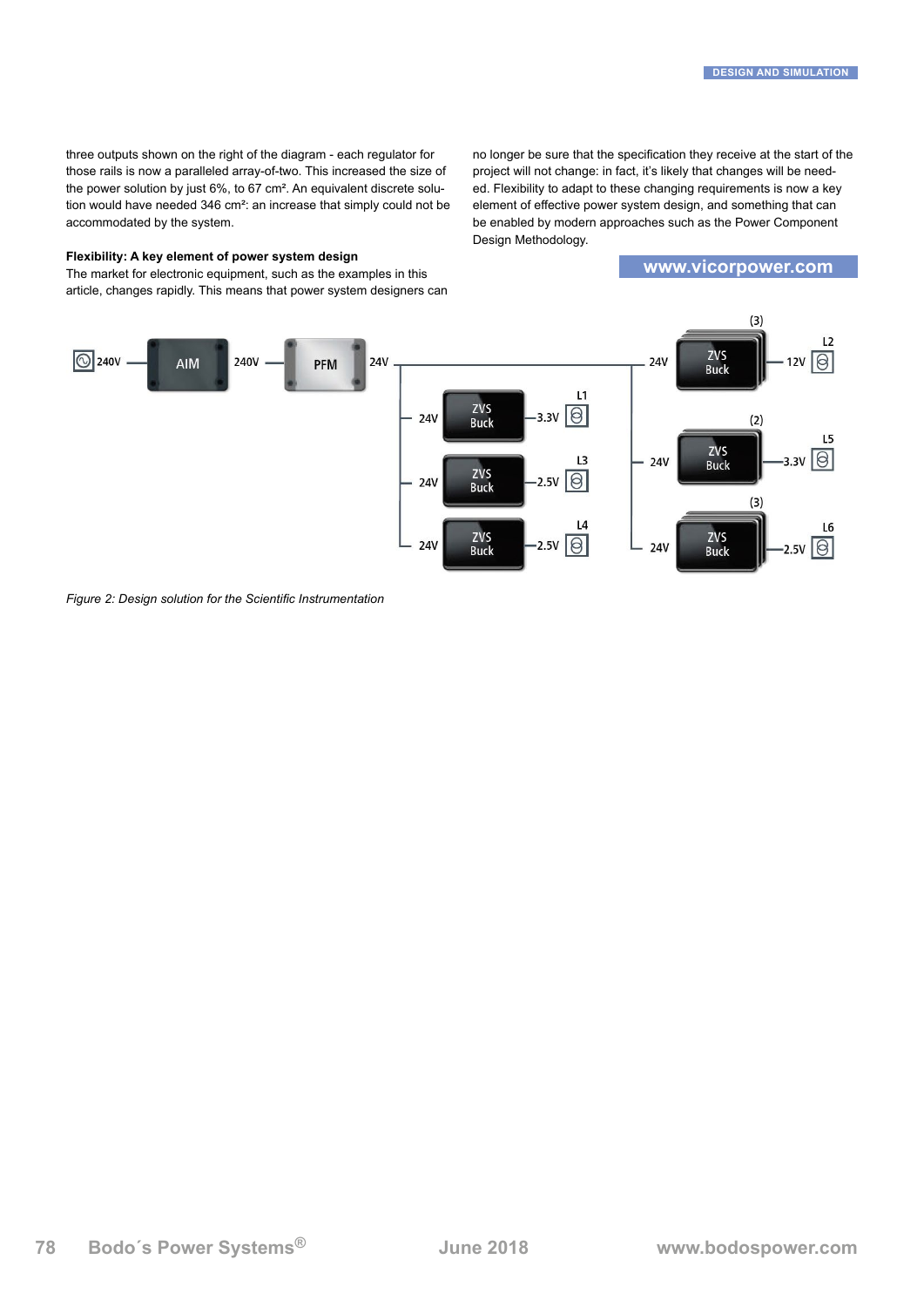three outputs shown on the right of the diagram - each regulator for those rails is now a paralleled array-of-two. This increased the size of the power solution by just 6%, to 67 cm². An equivalent discrete solution would have needed 346 cm²: an increase that simply could not be accommodated by the system.

**Flexibility: A key element of power system design**

The market for electronic equipment, such as the examples in this article, changes rapidly. This means that power system designers can no longer be sure that the specification they receive at the start of the project will not change: in fact, it's likely that changes will be needed. Flexibility to adapt to these changing requirements is now a key element of effective power system design, and something that can be enabled by modern approaches such as the Power Component Design Methodology.

**www.vicorpower.com**

240V
AIM
240V
PFM
24V

24V
ZVS Buck
3.3V
L1

24V
ZVS Buck
2.5V
L3

24V
ZVS Buck
2.5V
L4

(3)
24V
ZVS Buck
12V
L2

(2)
24V
ZVS Buck
3.3V
L5

(3)
24V
ZVS Buck
2.5V
L6

*Figure 2: Design solution for the Scientific Instrumentation*